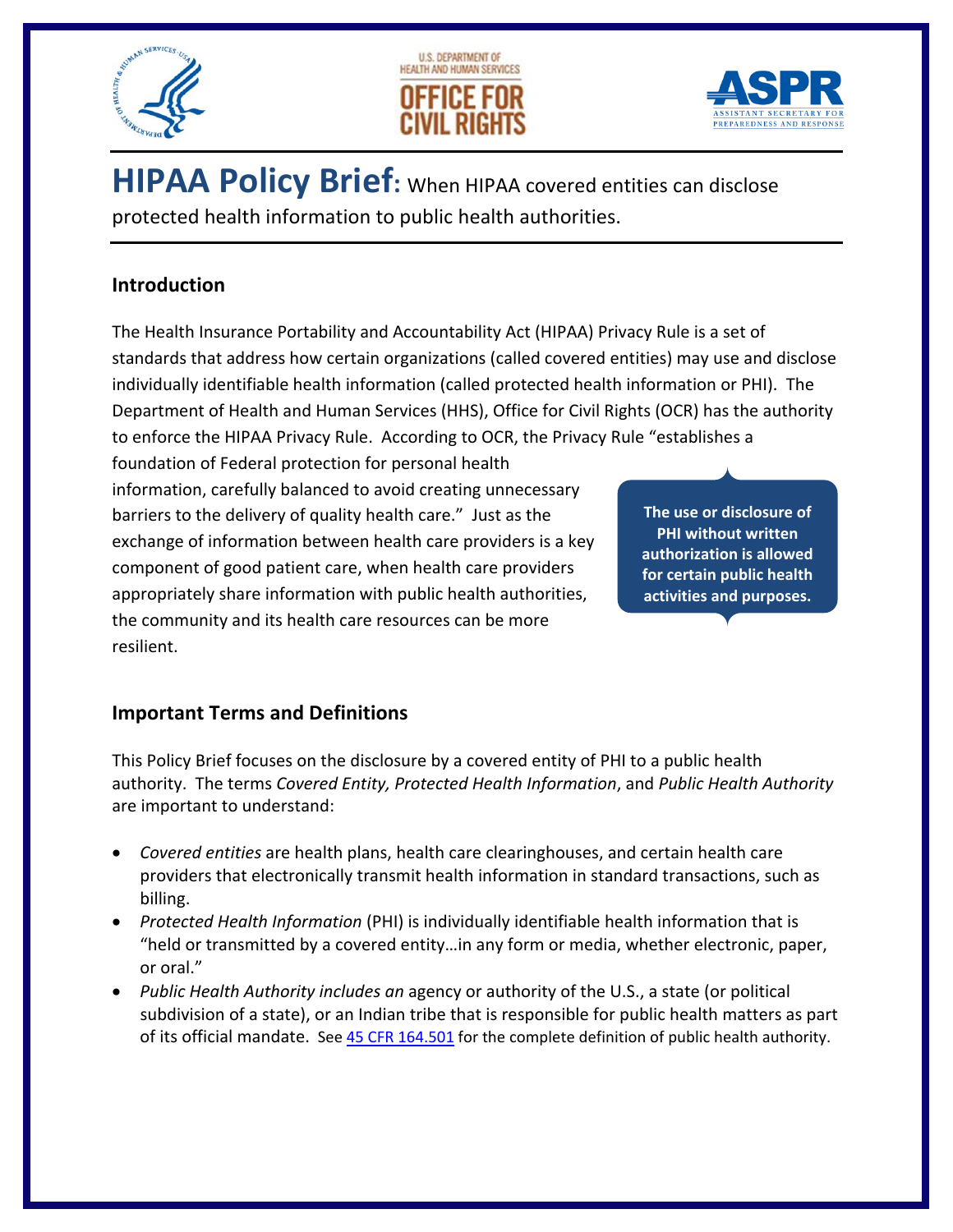# HIPAA Policy Brief: When HIPAA covered entities can disclose protected health information to public health authorities.

## Introduction

The Health Insurance Portability and Accountability Act (HIPAA) Privacy Rule is a set of standards that address how certain organizations (called covered entities) may use and disclose individually identifiable health information (called protected health information or PHI). The Department of Health and Human Services (HHS), Office for Civil Rights (OCR) has the authority to enforce the HIPAA Privacy Rule. According to OCR, the Privacy Rule "establishes a foundation of Federal protection for personal health information, carefully balanced to avoid creating unnecessary barriers to the delivery of quality health care." Just as the exchange of information between health care providers is a key component of good patient care, when health care providers appropriately share information with public health authorities, the community and its health care resources can be more resilient.

**The use or disclosure of PHI without written authorization is allowed for certain public health activities and purposes.**

## Important Terms and Definitions

This Policy Brief focuses on the disclosure by a covered entity of PHI to a public health authority. The terms *Covered Entity, Protected Health Information*, and *Public Health Authority* are important to understand:

- *Covered entities* are health plans, health care clearinghouses, and certain health care providers that electronically transmit health information in standard transactions, such as billing.
- *Protected Health Information* (PHI) is individually identifiable health information that is "held or transmitted by a covered entity…in any form or media, whether electronic, paper, or oral."
- *Public Health Authority includes an* agency or authority of the U.S., a state (or political subdivision of a state), or an Indian tribe that is responsible for public health matters as part of its official mandate. See [45 CFR 164.501](https://www.ecfr.gov) for the complete definition of public health authority.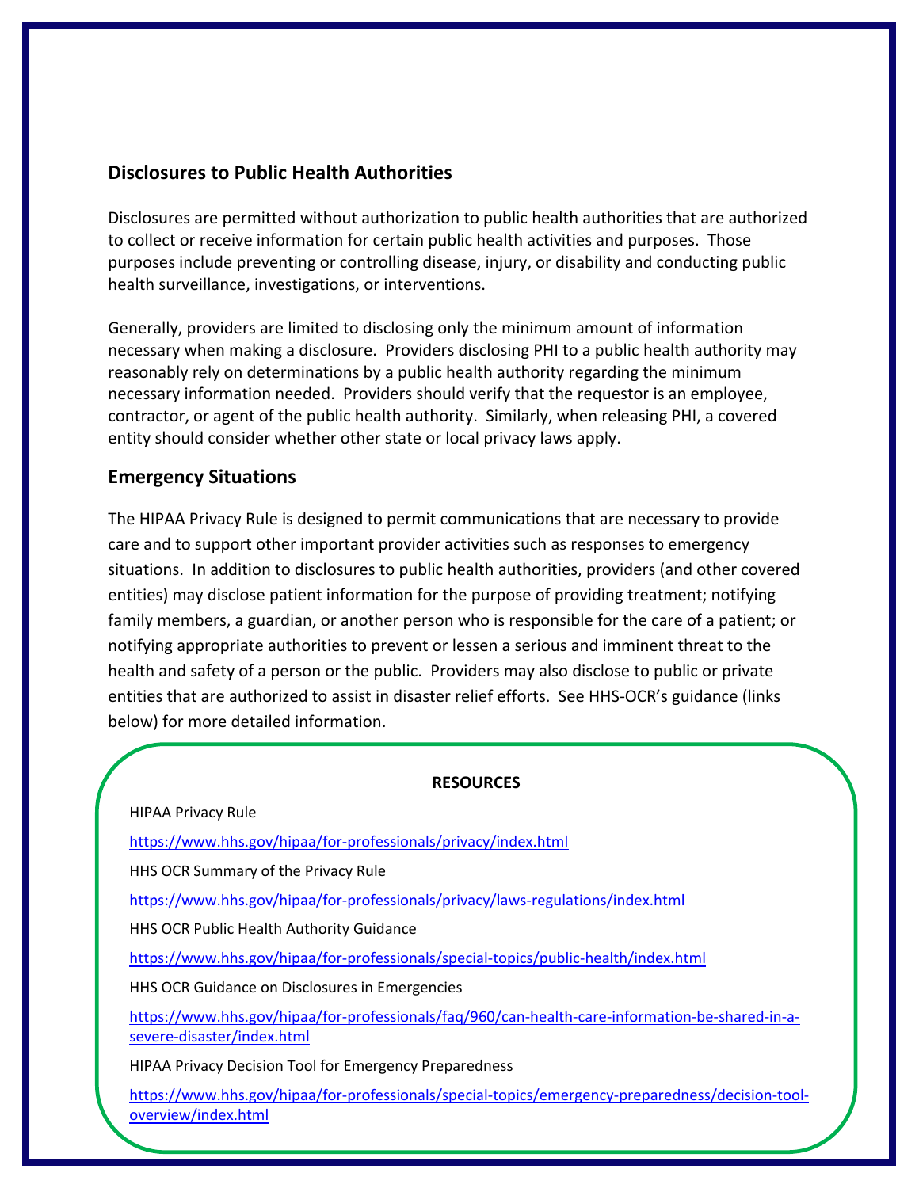## Disclosures to Public Health Authorities

Disclosures are permitted without authorization to public health authorities that are authorized to collect or receive information for certain public health activities and purposes. Those purposes include preventing or controlling disease, injury, or disability and conducting public health surveillance, investigations, or interventions.

Generally, providers are limited to disclosing only the minimum amount of information necessary when making a disclosure. Providers disclosing PHI to a public health authority may reasonably rely on determinations by a public health authority regarding the minimum necessary information needed. Providers should verify that the requestor is an employee, contractor, or agent of the public health authority. Similarly, when releasing PHI, a covered entity should consider whether other state or local privacy laws apply.

## Emergency Situations

The HIPAA Privacy Rule is designed to permit communications that are necessary to provide care and to support other important provider activities such as responses to emergency situations. In addition to disclosures to public health authorities, providers (and other covered entities) may disclose patient information for the purpose of providing treatment; notifying family members, a guardian, or another person who is responsible for the care of a patient; or notifying appropriate authorities to prevent or lessen a serious and imminent threat to the health and safety of a person or the public. Providers may also disclose to public or private entities that are authorized to assist in disaster relief efforts. See HHS-OCR's guidance (links below) for more detailed information.

**RESOURCES**

HIPAA Privacy Rule

https://www.hhs.gov/hipaa/for-professionals/privacy/index.html

HHS OCR Summary of the Privacy Rule

https://www.hhs.gov/hipaa/for-professionals/privacy/laws-regulations/index.html

HHS OCR Public Health Authority Guidance

https://www.hhs.gov/hipaa/for-professionals/special-topics/public-health/index.html

HHS OCR Guidance on Disclosures in Emergencies

https://www.hhs.gov/hipaa/for-professionals/faq/960/can-health-care-information-be-shared-in-a-severe-disaster/index.html

HIPAA Privacy Decision Tool for Emergency Preparedness

https://www.hhs.gov/hipaa/for-professionals/special-topics/emergency-preparedness/decision-tool-overview/index.html